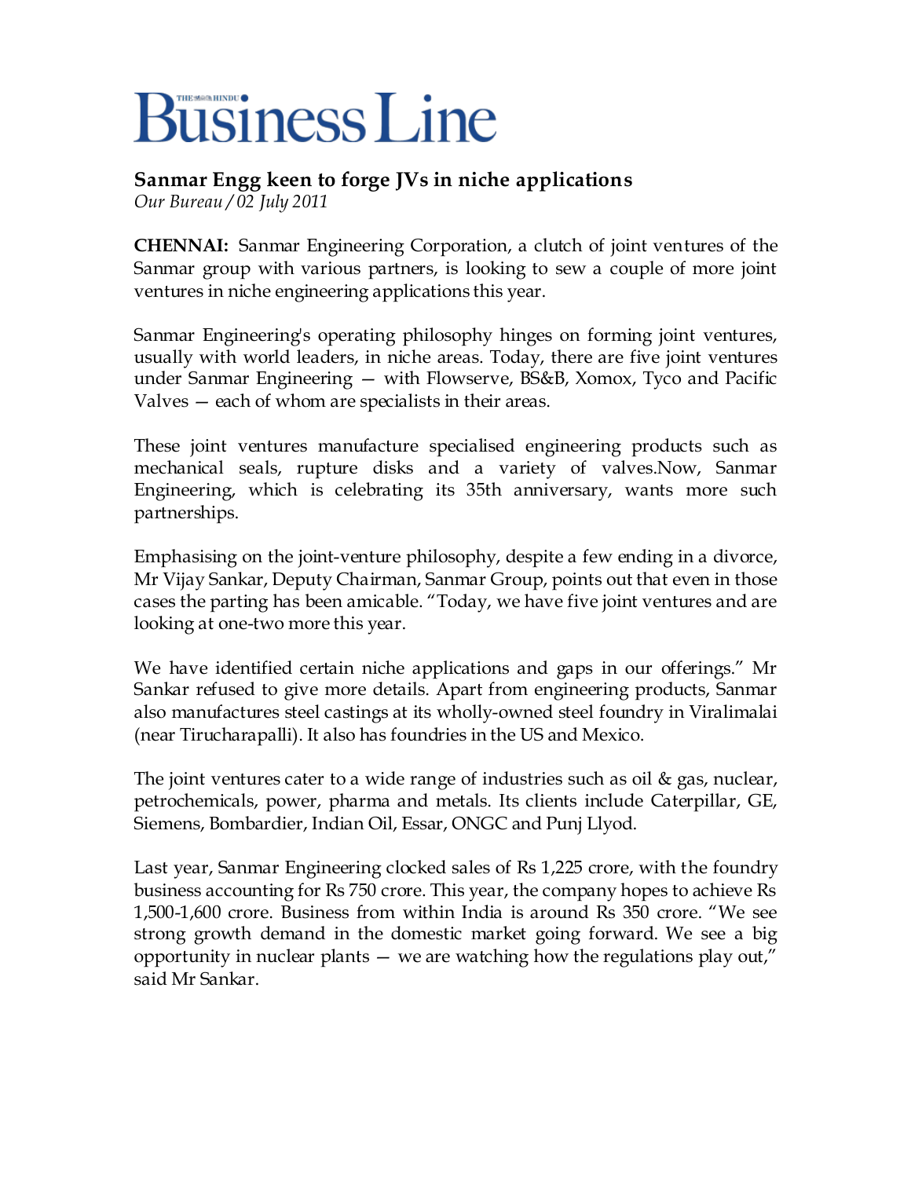# The Hindu Business Line

## Sanmar Engg keen to forge JVs in niche applications

*Our Bureau / 02 July 2011*

**CHENNAI:** Sanmar Engineering Corporation, a clutch of joint ventures of the Sanmar group with various partners, is looking to sew a couple of more joint ventures in niche engineering applications this year.

Sanmar Engineering's operating philosophy hinges on forming joint ventures, usually with world leaders, in niche areas. Today, there are five joint ventures under Sanmar Engineering — with Flowserve, BS&B, Xomox, Tyco and Pacific Valves — each of whom are specialists in their areas.

These joint ventures manufacture specialised engineering products such as mechanical seals, rupture disks and a variety of valves.Now, Sanmar Engineering, which is celebrating its 35th anniversary, wants more such partnerships.

Emphasising on the joint-venture philosophy, despite a few ending in a divorce, Mr Vijay Sankar, Deputy Chairman, Sanmar Group, points out that even in those cases the parting has been amicable. "Today, we have five joint ventures and are looking at one-two more this year.

We have identified certain niche applications and gaps in our offerings." Mr Sankar refused to give more details. Apart from engineering products, Sanmar also manufactures steel castings at its wholly-owned steel foundry in Viralimalai (near Tirucharapalli). It also has foundries in the US and Mexico.

The joint ventures cater to a wide range of industries such as oil & gas, nuclear, petrochemicals, power, pharma and metals. Its clients include Caterpillar, GE, Siemens, Bombardier, Indian Oil, Essar, ONGC and Punj Llyod.

Last year, Sanmar Engineering clocked sales of Rs 1,225 crore, with the foundry business accounting for Rs 750 crore. This year, the company hopes to achieve Rs 1,500-1,600 crore. Business from within India is around Rs 350 crore. "We see strong growth demand in the domestic market going forward. We see a big opportunity in nuclear plants — we are watching how the regulations play out," said Mr Sankar.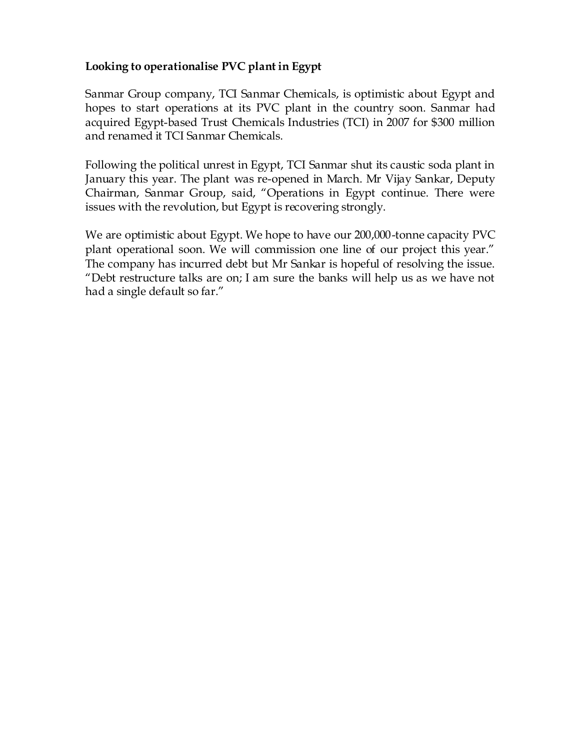**Looking to operationalise PVC plant in Egypt**

Sanmar Group company, TCI Sanmar Chemicals, is optimistic about Egypt and hopes to start operations at its PVC plant in the country soon. Sanmar had acquired Egypt-based Trust Chemicals Industries (TCI) in 2007 for $300 million and renamed it TCI Sanmar Chemicals.

Following the political unrest in Egypt, TCI Sanmar shut its caustic soda plant in January this year. The plant was re-opened in March. Mr Vijay Sankar, Deputy Chairman, Sanmar Group, said, "Operations in Egypt continue. There were issues with the revolution, but Egypt is recovering strongly.

We are optimistic about Egypt. We hope to have our 200,000-tonne capacity PVC plant operational soon. We will commission one line of our project this year." The company has incurred debt but Mr Sankar is hopeful of resolving the issue. "Debt restructure talks are on; I am sure the banks will help us as we have not had a single default so far."